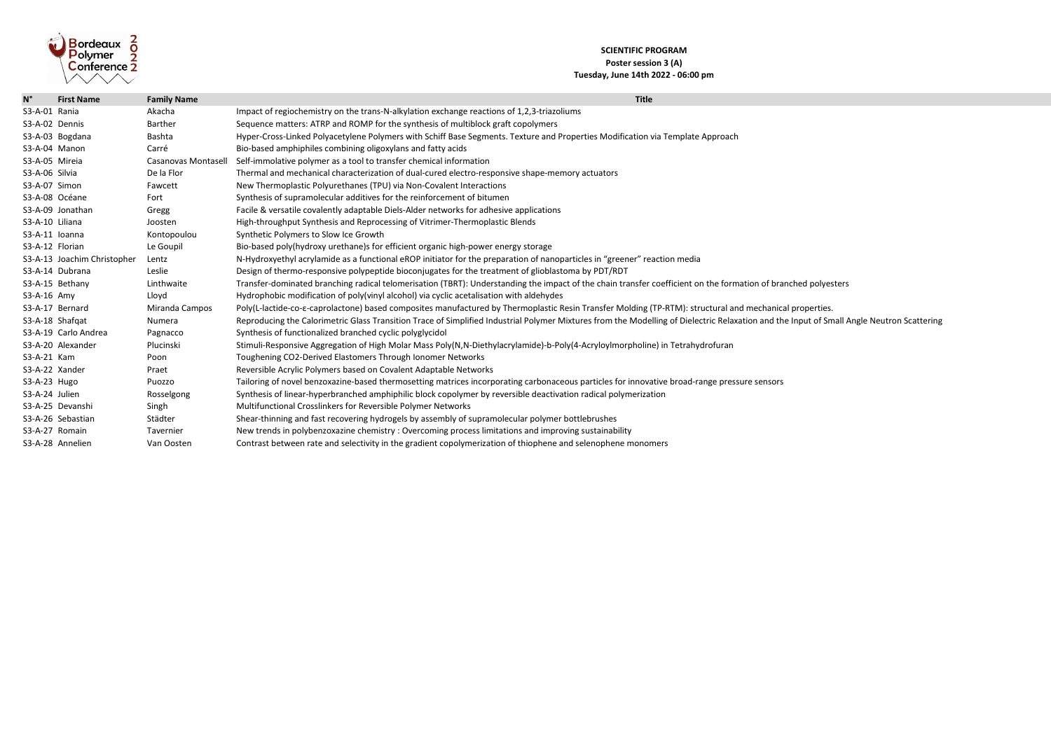Bordeaux Polymer Conference 2022

**SCIENTIFIC PROGRAM**
**Poster session 3 (A)**
**Tuesday, June 14th 2022 - 06:00 pm**

| N° | First Name | Family Name | Title |
|---|---|---|---|
| S3-A-01 | Rania | Akacha | Impact of regiochemistry on the trans-N-alkylation exchange reactions of 1,2,3-triazoliums |
| S3-A-02 | Dennis | Barther | Sequence matters: ATRP and ROMP for the synthesis of multiblock graft copolymers |
| S3-A-03 | Bogdana | Bashta | Hyper-Cross-Linked Polyacetylene Polymers with Schiff Base Segments. Texture and Properties Modification via Template Approach |
| S3-A-04 | Manon | Carré | Bio-based amphiphiles combining oligoxylans and fatty acids |
| S3-A-05 | Mireia | Casanovas Montasell | Self-immolative polymer as a tool to transfer chemical information |
| S3-A-06 | Silvia | De la Flor | Thermal and mechanical characterization of dual-cured electro-responsive shape-memory actuators |
| S3-A-07 | Simon | Fawcett | New Thermoplastic Polyurethanes (TPU) via Non-Covalent Interactions |
| S3-A-08 | Océane | Fort | Synthesis of supramolecular additives for the reinforcement of bitumen |
| S3-A-09 | Jonathan | Gregg | Facile & versatile covalently adaptable Diels-Alder networks for adhesive applications |
| S3-A-10 | Liliana | Joosten | High-throughput Synthesis and Reprocessing of Vitrimer-Thermoplastic Blends |
| S3-A-11 | Ioanna | Kontopoulou | Synthetic Polymers to Slow Ice Growth |
| S3-A-12 | Florian | Le Goupil | Bio-based poly(hydroxy urethane)s for efficient organic high-power energy storage |
| S3-A-13 | Joachim Christopher | Lentz | N-Hydroxyethyl acrylamide as a functional eROP initiator for the preparation of nanoparticles in "greener" reaction media |
| S3-A-14 | Dubrana | Leslie | Design of thermo-responsive polypeptide bioconjugates for the treatment of glioblastoma by PDT/RDT |
| S3-A-15 | Bethany | Linthwaite | Transfer-dominated branching radical telomerisation (TBRT): Understanding the impact of the chain transfer coefficient on the formation of branched polyesters |
| S3-A-16 | Amy | Lloyd | Hydrophobic modification of poly(vinyl alcohol) via cyclic acetalisation with aldehydes |
| S3-A-17 | Bernard | Miranda Campos | Poly(L-lactide-co-ε-caprolactone) based composites manufactured by Thermoplastic Resin Transfer Molding (TP-RTM): structural and mechanical properties. |
| S3-A-18 | Shafqat | Numera | Reproducing the Calorimetric Glass Transition Trace of Simplified Industrial Polymer Mixtures from the Modelling of Dielectric Relaxation and the Input of Small Angle Neutron Scattering |
| S3-A-19 | Carlo Andrea | Pagnacco | Synthesis of functionalized branched cyclic polyglycidol |
| S3-A-20 | Alexander | Plucinski | Stimuli-Responsive Aggregation of High Molar Mass Poly(N,N-Diethylacrylamide)-b-Poly(4-Acryloylmorpholine) in Tetrahydrofuran |
| S3-A-21 | Kam | Poon | Toughening CO2-Derived Elastomers Through Ionomer Networks |
| S3-A-22 | Xander | Praet | Reversible Acrylic Polymers based on Covalent Adaptable Networks |
| S3-A-23 | Hugo | Puozzo | Tailoring of novel benzoxazine-based thermosetting matrices incorporating carbonaceous particles for innovative broad-range pressure sensors |
| S3-A-24 | Julien | Rosselgong | Synthesis of linear-hyperbranched amphiphilic block copolymer by reversible deactivation radical polymerization |
| S3-A-25 | Devanshi | Singh | Multifunctional Crosslinkers for Reversible Polymer Networks |
| S3-A-26 | Sebastian | Städter | Shear-thinning and fast recovering hydrogels by assembly of supramolecular polymer bottlebrushes |
| S3-A-27 | Romain | Tavernier | New trends in polybenzoxazine chemistry : Overcoming process limitations and improving sustainability |
| S3-A-28 | Annelien | Van Oosten | Contrast between rate and selectivity in the gradient copolymerization of thiophene and selenophene monomers |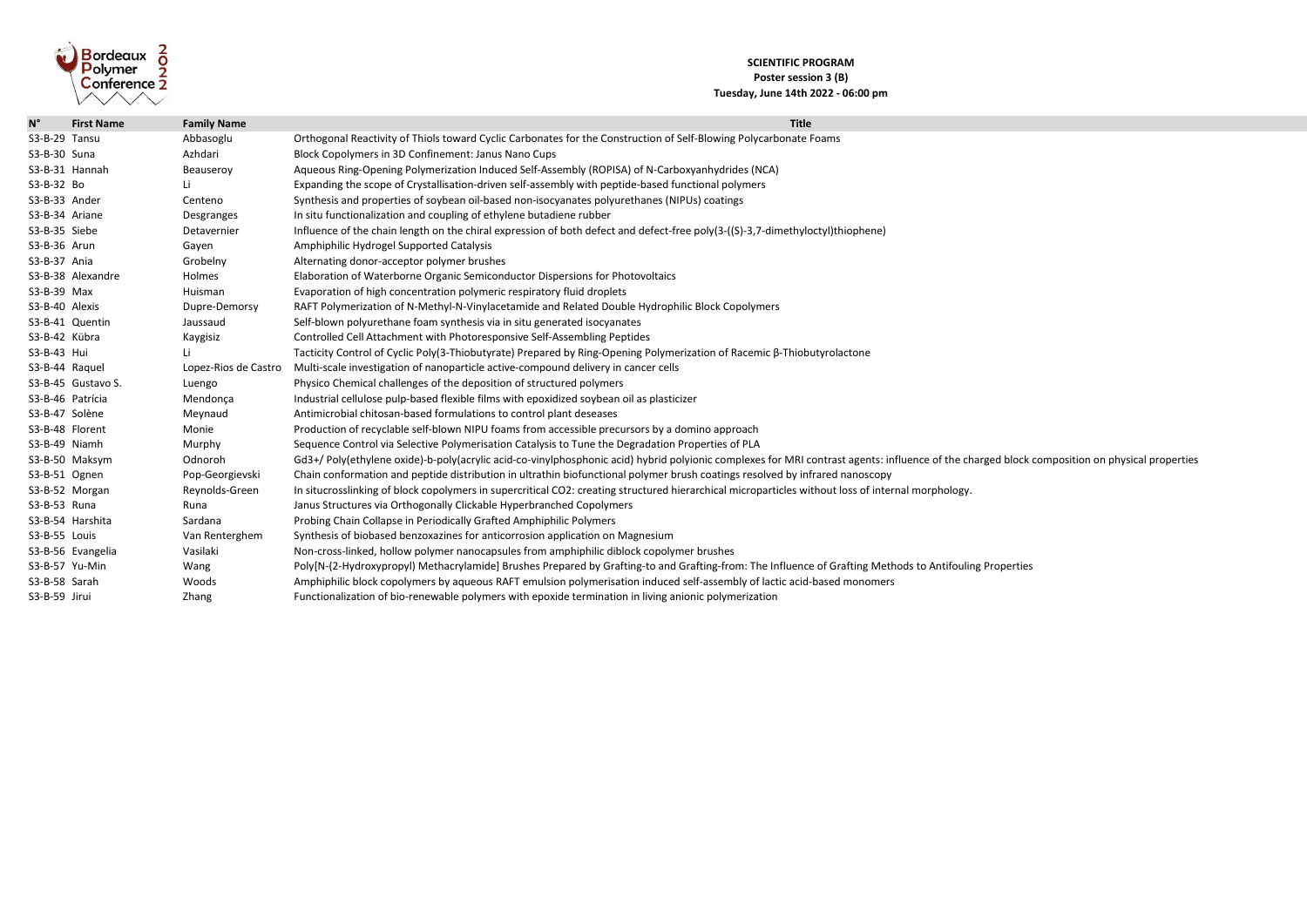**SCIENTIFIC PROGRAM**

**Poster session 3 (B)**

**Tuesday, June 14th 2022 - 06:00 pm**

| N° | First Name | Family Name | Title |
|---|---|---|---|
| S3-B-29 | Tansu | Abbasoglu | Orthogonal Reactivity of Thiols toward Cyclic Carbonates for the Construction of Self-Blowing Polycarbonate Foams |
| S3-B-30 | Suna | Azhdari | Block Copolymers in 3D Confinement: Janus Nano Cups |
| S3-B-31 | Hannah | Beauseroy | Aqueous Ring-Opening Polymerization Induced Self-Assembly (ROPISA) of N-Carboxyanhydrides (NCA) |
| S3-B-32 | Bo | Li | Expanding the scope of Crystallisation-driven self-assembly with peptide-based functional polymers |
| S3-B-33 | Ander | Centeno | Synthesis and properties of soybean oil-based non-isocyanates polyurethanes (NIPUs) coatings |
| S3-B-34 | Ariane | Desgranges | In situ functionalization and coupling of ethylene butadiene rubber |
| S3-B-35 | Siebe | Detavernier | Influence of the chain length on the chiral expression of both defect and defect-free poly(3-((S)-3,7-dimethyloctyl)thiophene) |
| S3-B-36 | Arun | Gayen | Amphiphilic Hydrogel Supported Catalysis |
| S3-B-37 | Ania | Grobelny | Alternating donor-acceptor polymer brushes |
| S3-B-38 | Alexandre | Holmes | Elaboration of Waterborne Organic Semiconductor Dispersions for Photovoltaics |
| S3-B-39 | Max | Huisman | Evaporation of high concentration polymeric respiratory fluid droplets |
| S3-B-40 | Alexis | Dupre-Demorsy | RAFT Polymerization of N-Methyl-N-Vinylacetamide and Related Double Hydrophilic Block Copolymers |
| S3-B-41 | Quentin | Jaussaud | Self-blown polyurethane foam synthesis via in situ generated isocyanates |
| S3-B-42 | Kübra | Kaygisiz | Controlled Cell Attachment with Photoresponsive Self-Assembling Peptides |
| S3-B-43 | Hui | Li | Tacticity Control of Cyclic Poly(3-Thiobutyrate) Prepared by Ring-Opening Polymerization of Racemic β-Thiobutyrolactone |
| S3-B-44 | Raquel | Lopez-Rios de Castro | Multi-scale investigation of nanoparticle active-compound delivery in cancer cells |
| S3-B-45 | Gustavo S. | Luengo | Physico Chemical challenges of the deposition of structured polymers |
| S3-B-46 | Patrícia | Mendonça | Industrial cellulose pulp-based flexible films with epoxidized soybean oil as plasticizer |
| S3-B-47 | Solène | Meynaud | Antimicrobial chitosan-based formulations to control plant deseases |
| S3-B-48 | Florent | Monie | Production of recyclable self-blown NIPU foams from accessible precursors by a domino approach |
| S3-B-49 | Niamh | Murphy | Sequence Control via Selective Polymerisation Catalysis to Tune the Degradation Properties of PLA |
| S3-B-50 | Maksym | Odnoroh | $Gd^{3+}$/ Poly(ethylene oxide)-b-poly(acrylic acid-co-vinylphosphonic acid) hybrid polyionic complexes for MRI contrast agents: influence of the charged block composition on physical properties |
| S3-B-51 | Ognen | Pop-Georgievski | Chain conformation and peptide distribution in ultrathin biofunctional polymer brush coatings resolved by infrared nanoscopy |
| S3-B-52 | Morgan | Reynolds-Green | In situcrosslinking of block copolymers in supercritical CO2: creating structured hierarchical microparticles without loss of internal morphology. |
| S3-B-53 | Runa | Runa | Janus Structures via Orthogonally Clickable Hyperbranched Copolymers |
| S3-B-54 | Harshita | Sardana | Probing Chain Collapse in Periodically Grafted Amphiphilic Polymers |
| S3-B-55 | Louis | Van Renterghem | Synthesis of biobased benzoxazines for anticorrosion application on Magnesium |
| S3-B-56 | Evangelia | Vasilaki | Non-cross-linked, hollow polymer nanocapsules from amphiphilic diblock copolymer brushes |
| S3-B-57 | Yu-Min | Wang | Poly[N-(2-Hydroxypropyl) Methacrylamide] Brushes Prepared by Grafting-to and Grafting-from: The Influence of Grafting Methods to Antifouling Properties |
| S3-B-58 | Sarah | Woods | Amphiphilic block copolymers by aqueous RAFT emulsion polymerisation induced self-assembly of lactic acid-based monomers |
| S3-B-59 | Jirui | Zhang | Functionalization of bio-renewable polymers with epoxide termination in living anionic polymerization |